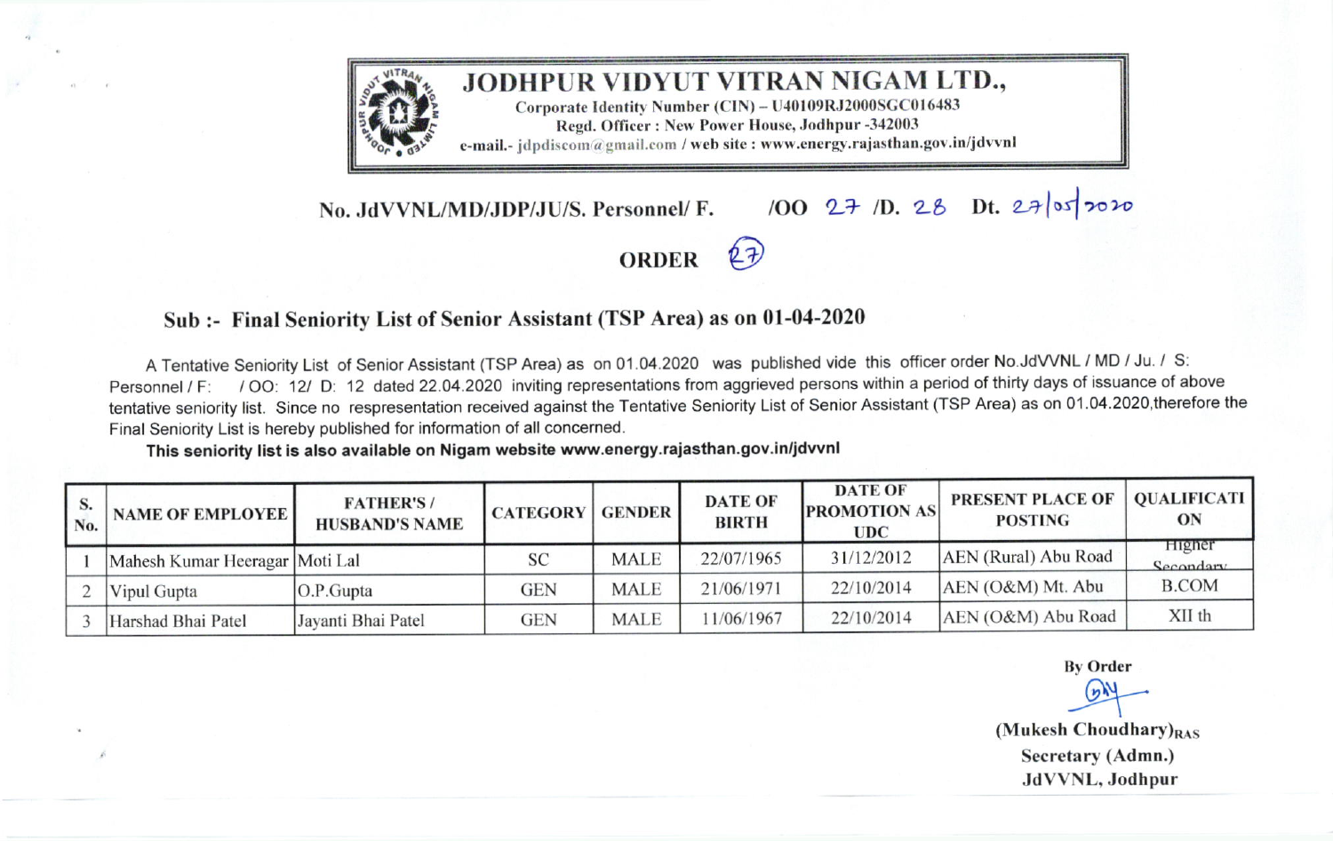# JODHPUR VIDYUT VITRAN NIGAM LTD.,

Corporate Identity Number (CIN) – U40109RJ2000SGC016483
Regd. Officer : New Power House, Jodhpur -342003
e-mail.- jdpdiscom@gmail.com / web site : www.energy.rajasthan.gov.in/jdvvnl

**No. JdVVNL/MD/JDP/JU/S. Personnel/ F. /OO 27 /D. 28 Dt. 27/05/2020**

## ORDER (27)

### Sub :- Final Seniority List of Senior Assistant (TSP Area) as on 01-04-2020

A Tentative Seniority List of Senior Assistant (TSP Area) as on 01.04.2020 was published vide this officer order No.JdVVNL / MD / Ju. / S: Personnel / F: / OO: 12/ D: 12 dated 22.04.2020 inviting representations from aggrieved persons within a period of thirty days of issuance of above tentative seniority list. Since no respresentation received against the Tentative Seniority List of Senior Assistant (TSP Area) as on 01.04.2020,therefore the Final Seniority List is hereby published for information of all concerned.

**This seniority list is also available on Nigam website www.energy.rajasthan.gov.in/jdvvnl**

| S. No. | NAME OF EMPLOYEE | FATHER'S / HUSBAND'S NAME | CATEGORY | GENDER | DATE OF BIRTH | DATE OF PROMOTION AS UDC | PRESENT PLACE OF POSTING | QUALIFICATION |
|---|---|---|---|---|---|---|---|---|
| 1 | Mahesh Kumar Heeragar | Moti Lal | SC | MALE | 22/07/1965 | 31/12/2012 | AEN (Rural) Abu Road | Higher Secondary |
| 2 | Vipul Gupta | O.P.Gupta | GEN | MALE | 21/06/1971 | 22/10/2014 | AEN (O&M) Mt. Abu | B.COM |
| 3 | Harshad Bhai Patel | Jayanti Bhai Patel | GEN | MALE | 11/06/1967 | 22/10/2014 | AEN (O&M) Abu Road | XII th |

By Order

(Mukesh Choudhary)RAS
Secretary (Admn.)
JdVVNL, Jodhpur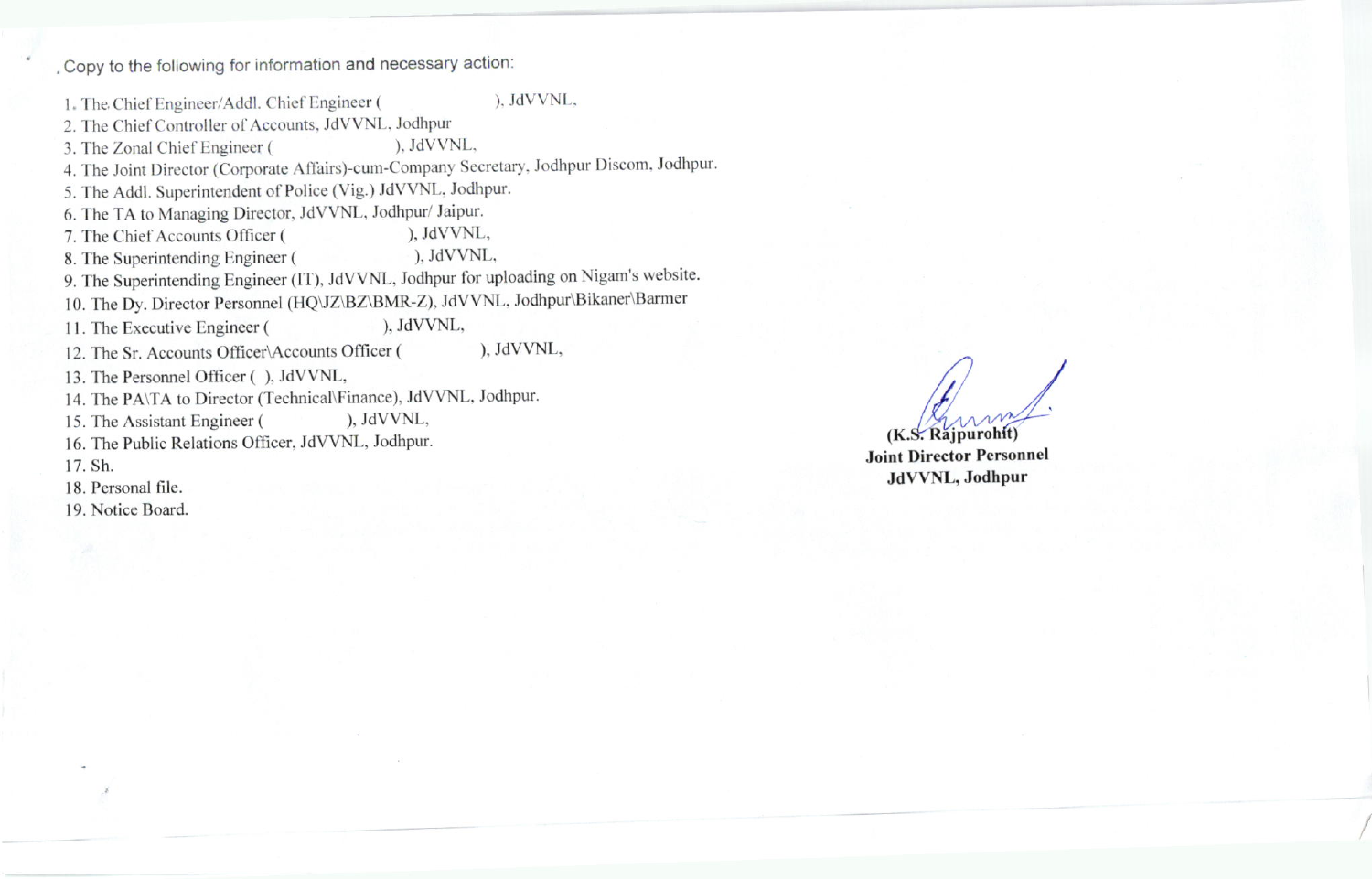Copy to the following for information and necessary action:

1. The Chief Engineer/Addl. Chief Engineer ( ), JdVVNL,
2. The Chief Controller of Accounts, JdVVNL, Jodhpur
3. The Zonal Chief Engineer ( ), JdVVNL,
4. The Joint Director (Corporate Affairs)-cum-Company Secretary, Jodhpur Discom, Jodhpur.
5. The Addl. Superintendent of Police (Vig.) JdVVNL, Jodhpur.
6. The TA to Managing Director, JdVVNL, Jodhpur/ Jaipur.
7. The Chief Accounts Officer ( ), JdVVNL,
8. The Superintending Engineer ( ), JdVVNL,
9. The Superintending Engineer (IT), JdVVNL, Jodhpur for uploading on Nigam's website.
10. The Dy. Director Personnel (HQ\JZ\BZ\BMR-Z), JdVVNL, Jodhpur\Bikaner\Barmer
11. The Executive Engineer ( ), JdVVNL,
12. The Sr. Accounts Officer\Accounts Officer ( ), JdVVNL,
13. The Personnel Officer ( ), JdVVNL,
14. The PA\TA to Director (Technical\Finance), JdVVNL, Jodhpur.
15. The Assistant Engineer ( ), JdVVNL,
16. The Public Relations Officer, JdVVNL, Jodhpur.
17. Sh.
18. Personal file.
19. Notice Board.

**(K.S. Rajpurohit)**
**Joint Director Personnel**
**JdVVNL, Jodhpur**